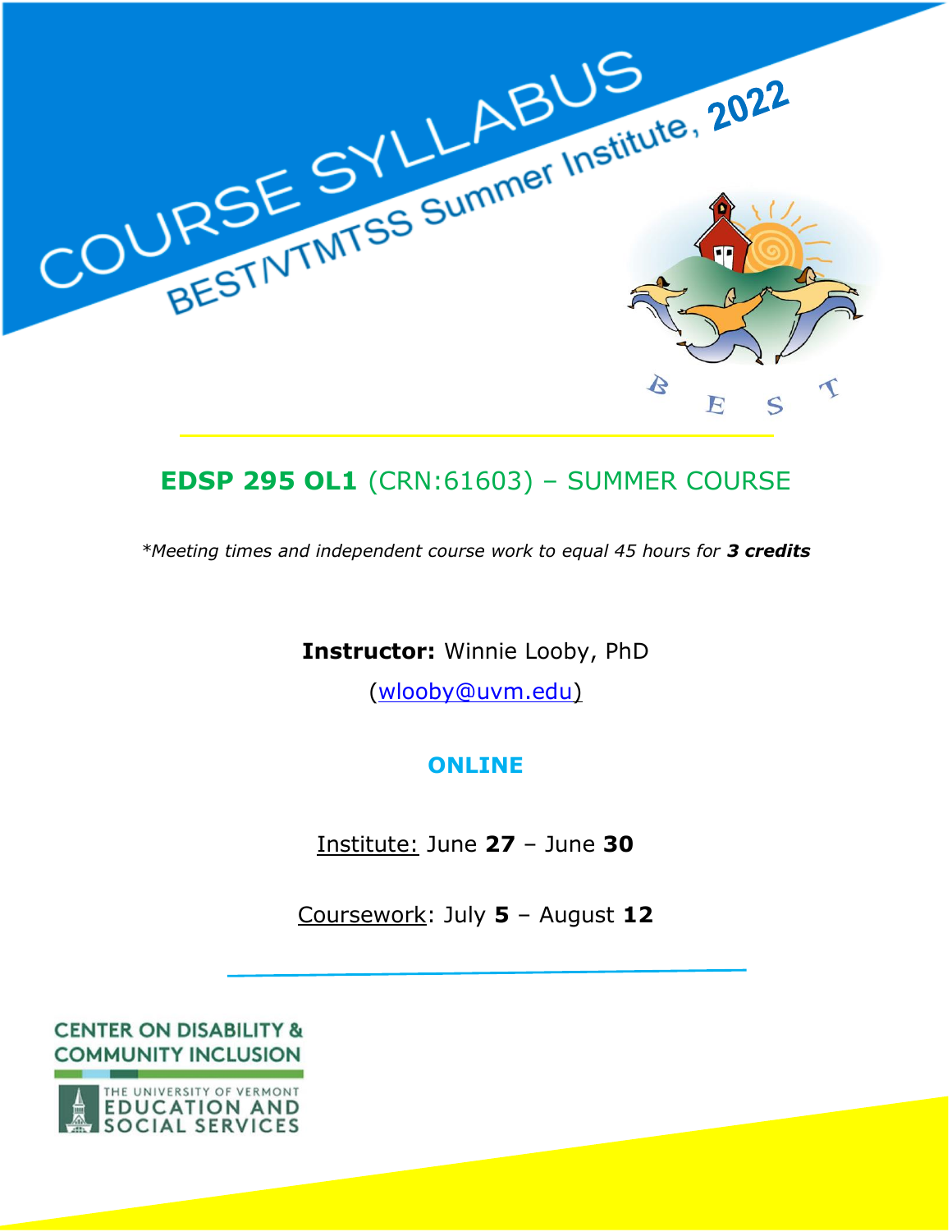# COURSE SYLLABUS

## BEST/VTMTSS Summer Institute, 2022

B E S T

## **EDSP 295 OL1** (CRN:61603) – SUMMER COURSE

*\*Meeting times and independent course work to equal 45 hours for **3 credits***

**Instructor:** Winnie Looby, PhD

(wlooby@uvm.edu)

**ONLINE**

Institute: June **27** – June **30**

Coursework: July **5** – August **12**

CENTER ON DISABILITY & COMMUNITY INCLUSION

THE UNIVERSITY OF VERMONT EDUCATION AND SOCIAL SERVICES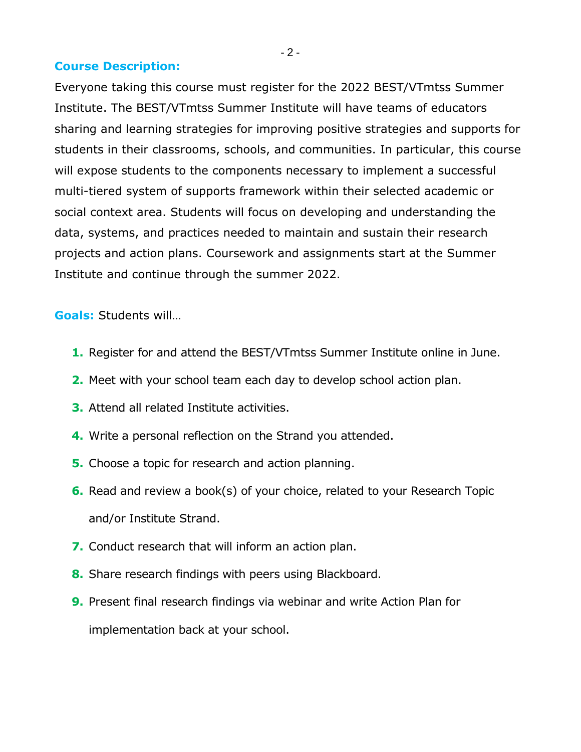**Course Description:**

Everyone taking this course must register for the 2022 BEST/VTmtss Summer Institute. The BEST/VTmtss Summer Institute will have teams of educators sharing and learning strategies for improving positive strategies and supports for students in their classrooms, schools, and communities. In particular, this course will expose students to the components necessary to implement a successful multi-tiered system of supports framework within their selected academic or social context area. Students will focus on developing and understanding the data, systems, and practices needed to maintain and sustain their research projects and action plans. Coursework and assignments start at the Summer Institute and continue through the summer 2022.

**Goals:** Students will…

1. Register for and attend the BEST/VTmtss Summer Institute online in June.
2. Meet with your school team each day to develop school action plan.
3. Attend all related Institute activities.
4. Write a personal reflection on the Strand you attended.
5. Choose a topic for research and action planning.
6. Read and review a book(s) of your choice, related to your Research Topic and/or Institute Strand.
7. Conduct research that will inform an action plan.
8. Share research findings with peers using Blackboard.
9. Present final research findings via webinar and write Action Plan for implementation back at your school.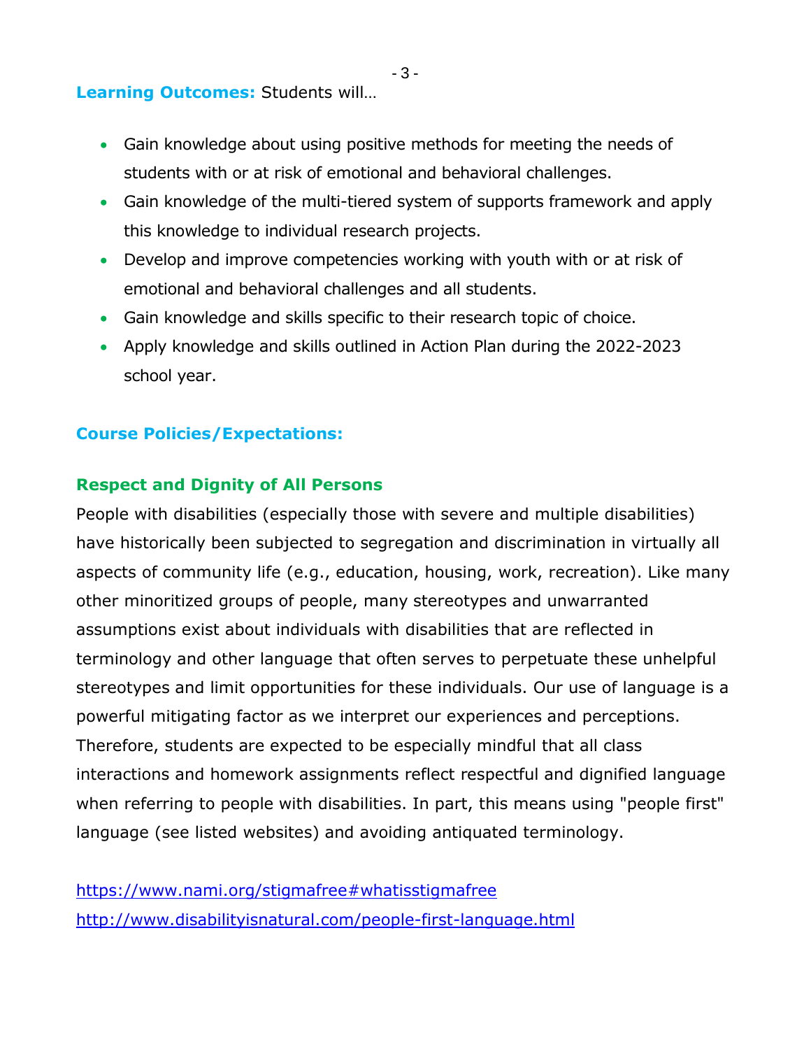**Learning Outcomes:** Students will…

- Gain knowledge about using positive methods for meeting the needs of students with or at risk of emotional and behavioral challenges.
- Gain knowledge of the multi-tiered system of supports framework and apply this knowledge to individual research projects.
- Develop and improve competencies working with youth with or at risk of emotional and behavioral challenges and all students.
- Gain knowledge and skills specific to their research topic of choice.
- Apply knowledge and skills outlined in Action Plan during the 2022-2023 school year.

## Course Policies/Expectations:

### Respect and Dignity of All Persons

People with disabilities (especially those with severe and multiple disabilities) have historically been subjected to segregation and discrimination in virtually all aspects of community life (e.g., education, housing, work, recreation). Like many other minoritized groups of people, many stereotypes and unwarranted assumptions exist about individuals with disabilities that are reflected in terminology and other language that often serves to perpetuate these unhelpful stereotypes and limit opportunities for these individuals. Our use of language is a powerful mitigating factor as we interpret our experiences and perceptions. Therefore, students are expected to be especially mindful that all class interactions and homework assignments reflect respectful and dignified language when referring to people with disabilities. In part, this means using "people first" language (see listed websites) and avoiding antiquated terminology.

https://www.nami.org/stigmafree#whatisstigmafree
http://www.disabilityisnatural.com/people-first-language.html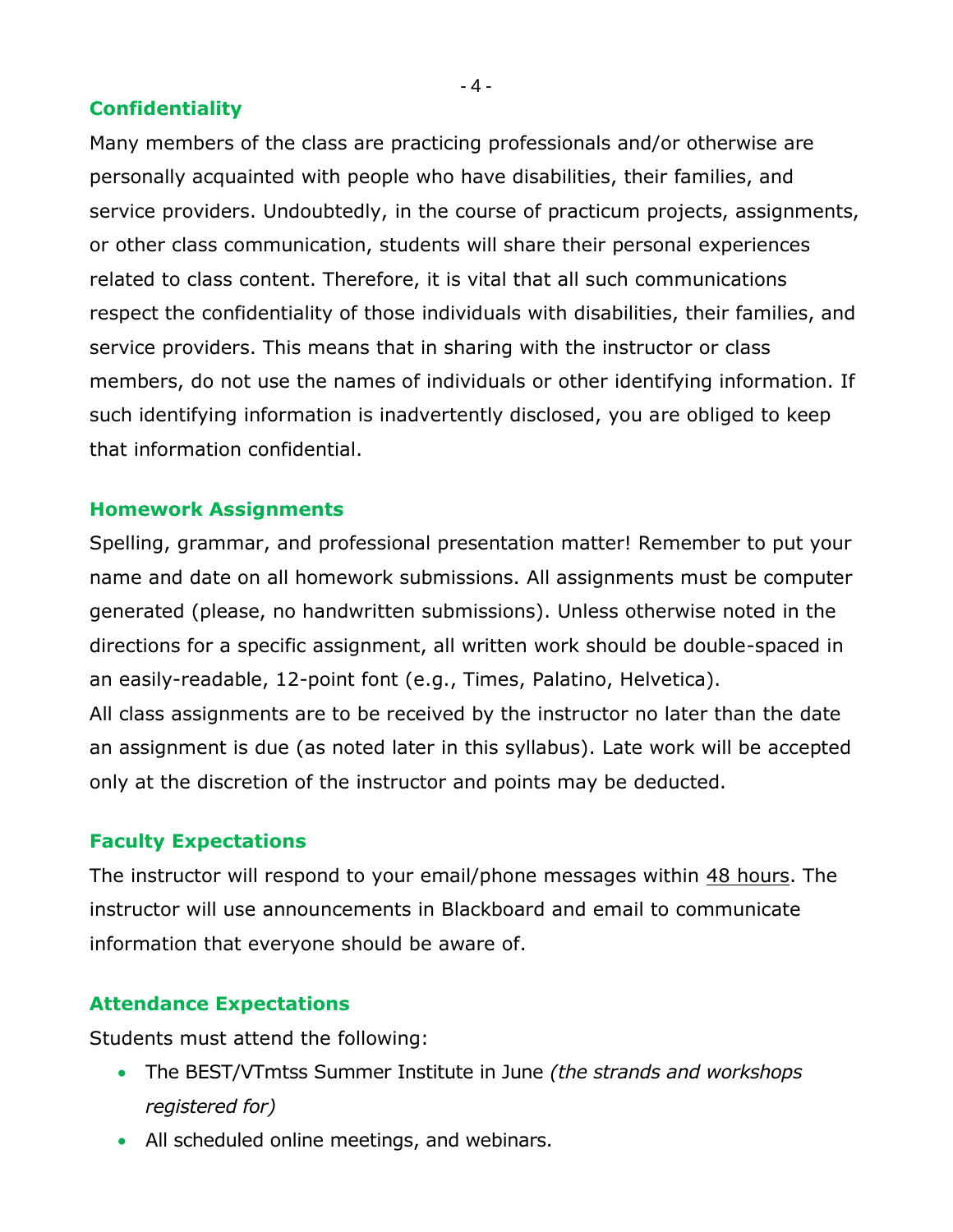### Confidentiality

Many members of the class are practicing professionals and/or otherwise are personally acquainted with people who have disabilities, their families, and service providers. Undoubtedly, in the course of practicum projects, assignments, or other class communication, students will share their personal experiences related to class content. Therefore, it is vital that all such communications respect the confidentiality of those individuals with disabilities, their families, and service providers. This means that in sharing with the instructor or class members, do not use the names of individuals or other identifying information. If such identifying information is inadvertently disclosed, you are obliged to keep that information confidential.

### Homework Assignments

Spelling, grammar, and professional presentation matter! Remember to put your name and date on all homework submissions. All assignments must be computer generated (please, no handwritten submissions). Unless otherwise noted in the directions for a specific assignment, all written work should be double-spaced in an easily-readable, 12-point font (e.g., Times, Palatino, Helvetica).

All class assignments are to be received by the instructor no later than the date an assignment is due (as noted later in this syllabus). Late work will be accepted only at the discretion of the instructor and points may be deducted.

### Faculty Expectations

The instructor will respond to your email/phone messages within <u>48 hours</u>. The instructor will use announcements in Blackboard and email to communicate information that everyone should be aware of.

### Attendance Expectations

Students must attend the following:

- The BEST/VTmtss Summer Institute in June *(the strands and workshops registered for)*
- All scheduled online meetings, and webinars.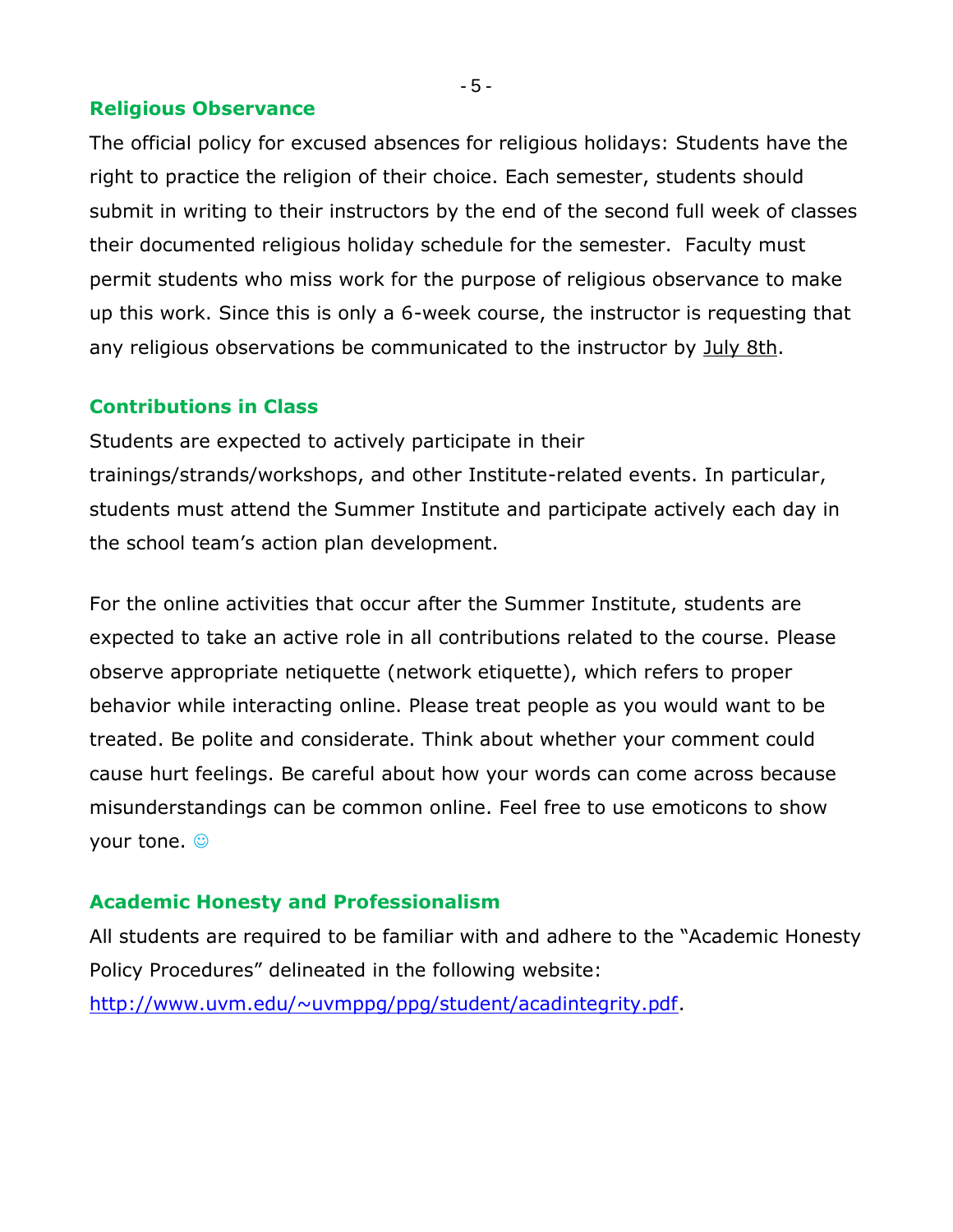## Religious Observance

The official policy for excused absences for religious holidays: Students have the right to practice the religion of their choice. Each semester, students should submit in writing to their instructors by the end of the second full week of classes their documented religious holiday schedule for the semester. Faculty must permit students who miss work for the purpose of religious observance to make up this work. Since this is only a 6-week course, the instructor is requesting that any religious observations be communicated to the instructor by <u>July 8th</u>.

## Contributions in Class

Students are expected to actively participate in their trainings/strands/workshops, and other Institute-related events. In particular, students must attend the Summer Institute and participate actively each day in the school team's action plan development.

For the online activities that occur after the Summer Institute, students are expected to take an active role in all contributions related to the course. Please observe appropriate netiquette (network etiquette), which refers to proper behavior while interacting online. Please treat people as you would want to be treated. Be polite and considerate. Think about whether your comment could cause hurt feelings. Be careful about how your words can come across because misunderstandings can be common online. Feel free to use emoticons to show your tone. ☺

## Academic Honesty and Professionalism

All students are required to be familiar with and adhere to the "Academic Honesty Policy Procedures" delineated in the following website: http://www.uvm.edu/~uvmppg/ppg/student/acadintegrity.pdf.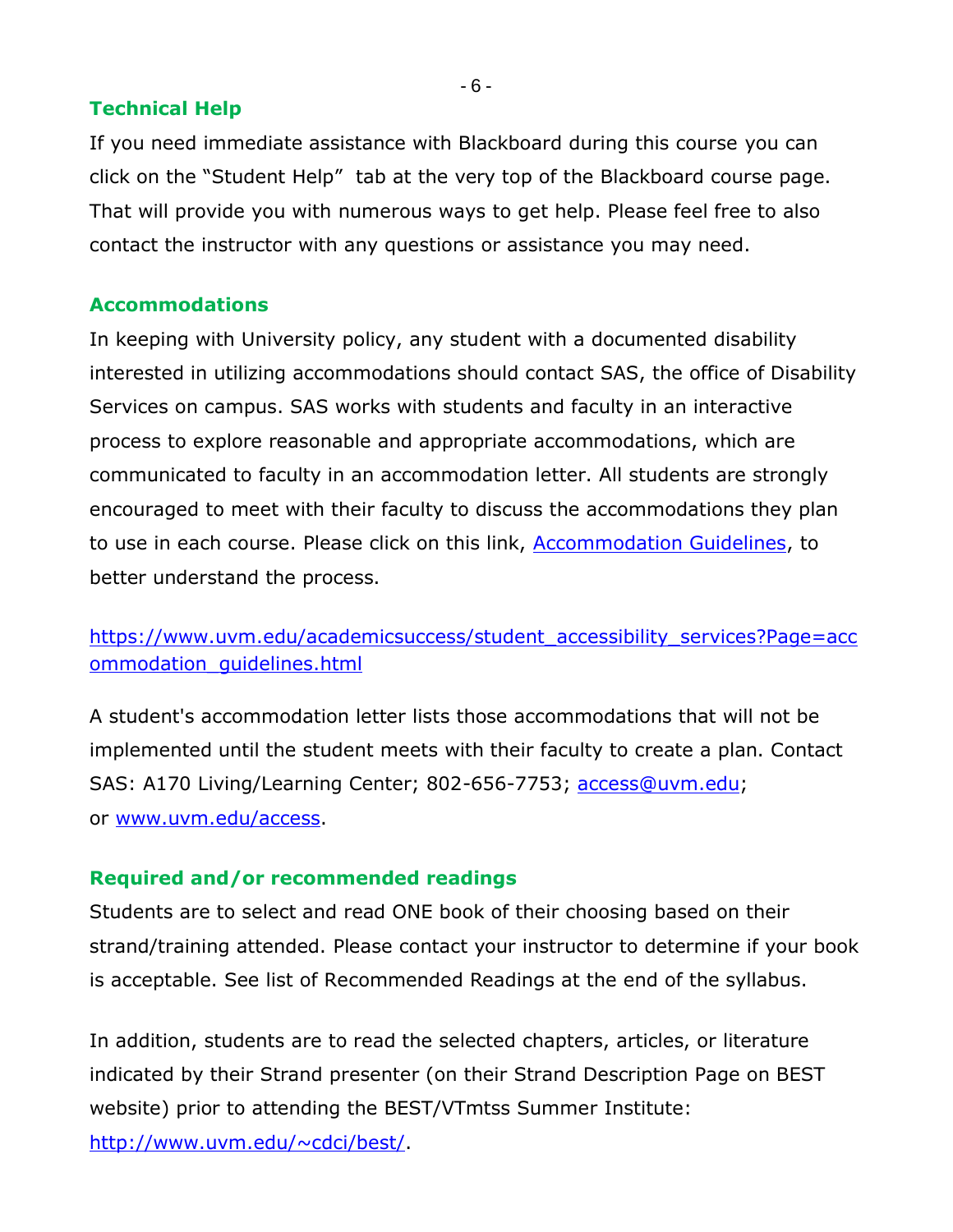## Technical Help

If you need immediate assistance with Blackboard during this course you can click on the "Student Help" tab at the very top of the Blackboard course page. That will provide you with numerous ways to get help. Please feel free to also contact the instructor with any questions or assistance you may need.

## Accommodations

In keeping with University policy, any student with a documented disability interested in utilizing accommodations should contact SAS, the office of Disability Services on campus. SAS works with students and faculty in an interactive process to explore reasonable and appropriate accommodations, which are communicated to faculty in an accommodation letter. All students are strongly encouraged to meet with their faculty to discuss the accommodations they plan to use in each course. Please click on this link, [Accommodation Guidelines](https://www.uvm.edu/academicsuccess/student_accessibility_services?Page=accommodation_guidelines.html), to better understand the process.

https://www.uvm.edu/academicsuccess/student_accessibility_services?Page=accommodation_guidelines.html

A student's accommodation letter lists those accommodations that will not be implemented until the student meets with their faculty to create a plan. Contact SAS: A170 Living/Learning Center; 802-656-7753; access@uvm.edu; or www.uvm.edu/access.

## Required and/or recommended readings

Students are to select and read ONE book of their choosing based on their strand/training attended. Please contact your instructor to determine if your book is acceptable. See list of Recommended Readings at the end of the syllabus.

In addition, students are to read the selected chapters, articles, or literature indicated by their Strand presenter (on their Strand Description Page on BEST website) prior to attending the BEST/VTmtss Summer Institute: http://www.uvm.edu/~cdci/best/.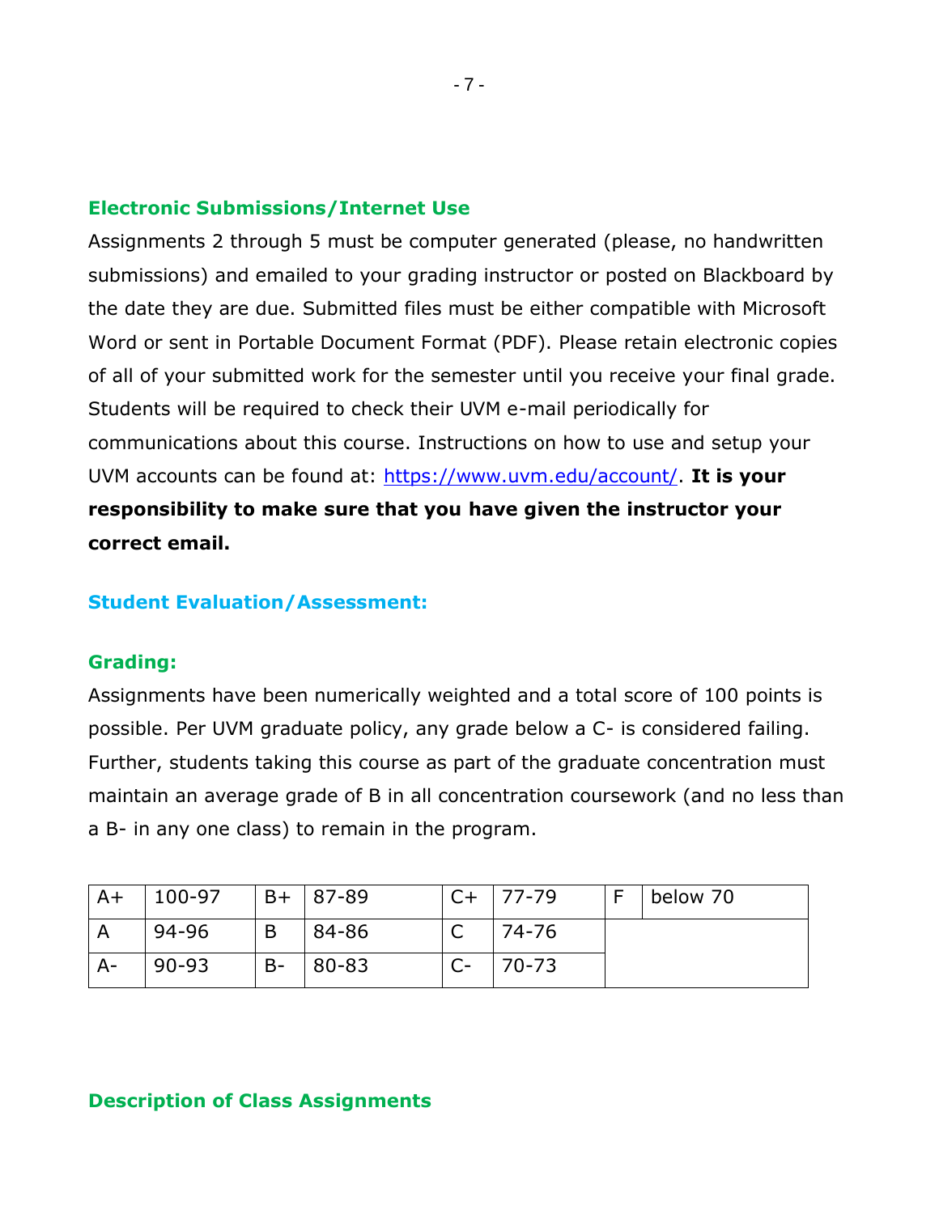## Electronic Submissions/Internet Use

Assignments 2 through 5 must be computer generated (please, no handwritten submissions) and emailed to your grading instructor or posted on Blackboard by the date they are due. Submitted files must be either compatible with Microsoft Word or sent in Portable Document Format (PDF). Please retain electronic copies of all of your submitted work for the semester until you receive your final grade. Students will be required to check their UVM e-mail periodically for communications about this course. Instructions on how to use and setup your UVM accounts can be found at: [https://www.uvm.edu/account/](https://www.uvm.edu/account/). **It is your responsibility to make sure that you have given the instructor your correct email.**

## Student Evaluation/Assessment:

### Grading:

Assignments have been numerically weighted and a total score of 100 points is possible. Per UVM graduate policy, any grade below a C- is considered failing. Further, students taking this course as part of the graduate concentration must maintain an average grade of B in all concentration coursework (and no less than a B- in any one class) to remain in the program.

| A+ | 100-97 | B+ | 87-89 | C+ | 77-79 | F | below 70 |
|---|---|---|---|---|---|---|---|
| A | 94-96 | B | 84-86 | C | 74-76 | | |
| A- | 90-93 | B- | 80-83 | C- | 70-73 | | |

## Description of Class Assignments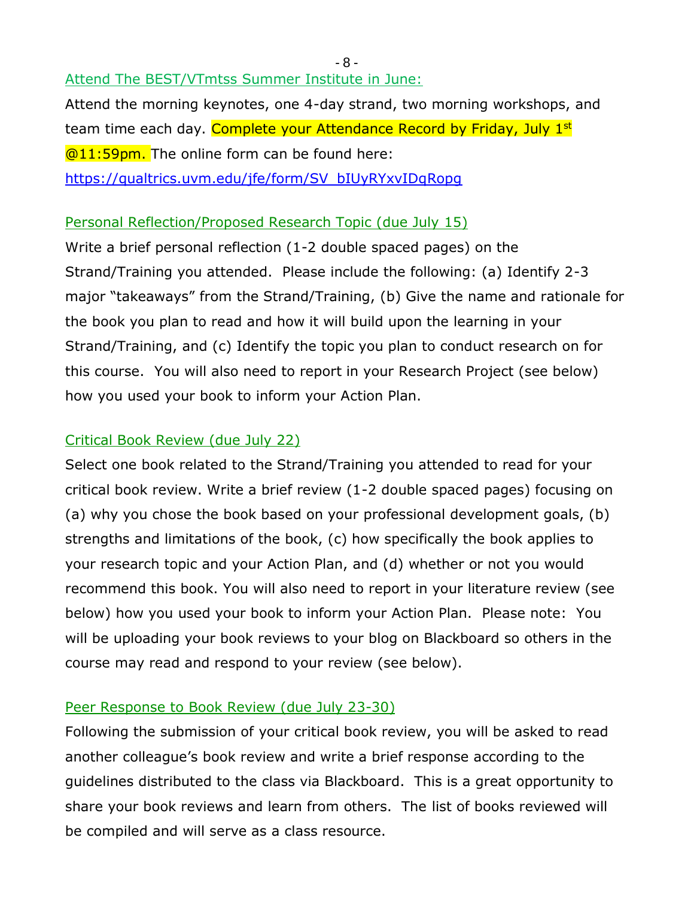### Attend The BEST/VTmtss Summer Institute in June:

Attend the morning keynotes, one 4-day strand, two morning workshops, and team time each day. Complete your Attendance Record by Friday, July 1st @11:59pm. The online form can be found here: https://qualtrics.uvm.edu/jfe/form/SV_bIUyRYxvIDqRopg

### Personal Reflection/Proposed Research Topic (due July 15)

Write a brief personal reflection (1-2 double spaced pages) on the Strand/Training you attended. Please include the following: (a) Identify 2-3 major "takeaways" from the Strand/Training, (b) Give the name and rationale for the book you plan to read and how it will build upon the learning in your Strand/Training, and (c) Identify the topic you plan to conduct research on for this course. You will also need to report in your Research Project (see below) how you used your book to inform your Action Plan.

### Critical Book Review (due July 22)

Select one book related to the Strand/Training you attended to read for your critical book review. Write a brief review (1-2 double spaced pages) focusing on (a) why you chose the book based on your professional development goals, (b) strengths and limitations of the book, (c) how specifically the book applies to your research topic and your Action Plan, and (d) whether or not you would recommend this book. You will also need to report in your literature review (see below) how you used your book to inform your Action Plan. Please note: You will be uploading your book reviews to your blog on Blackboard so others in the course may read and respond to your review (see below).

### Peer Response to Book Review (due July 23-30)

Following the submission of your critical book review, you will be asked to read another colleague's book review and write a brief response according to the guidelines distributed to the class via Blackboard. This is a great opportunity to share your book reviews and learn from others. The list of books reviewed will be compiled and will serve as a class resource.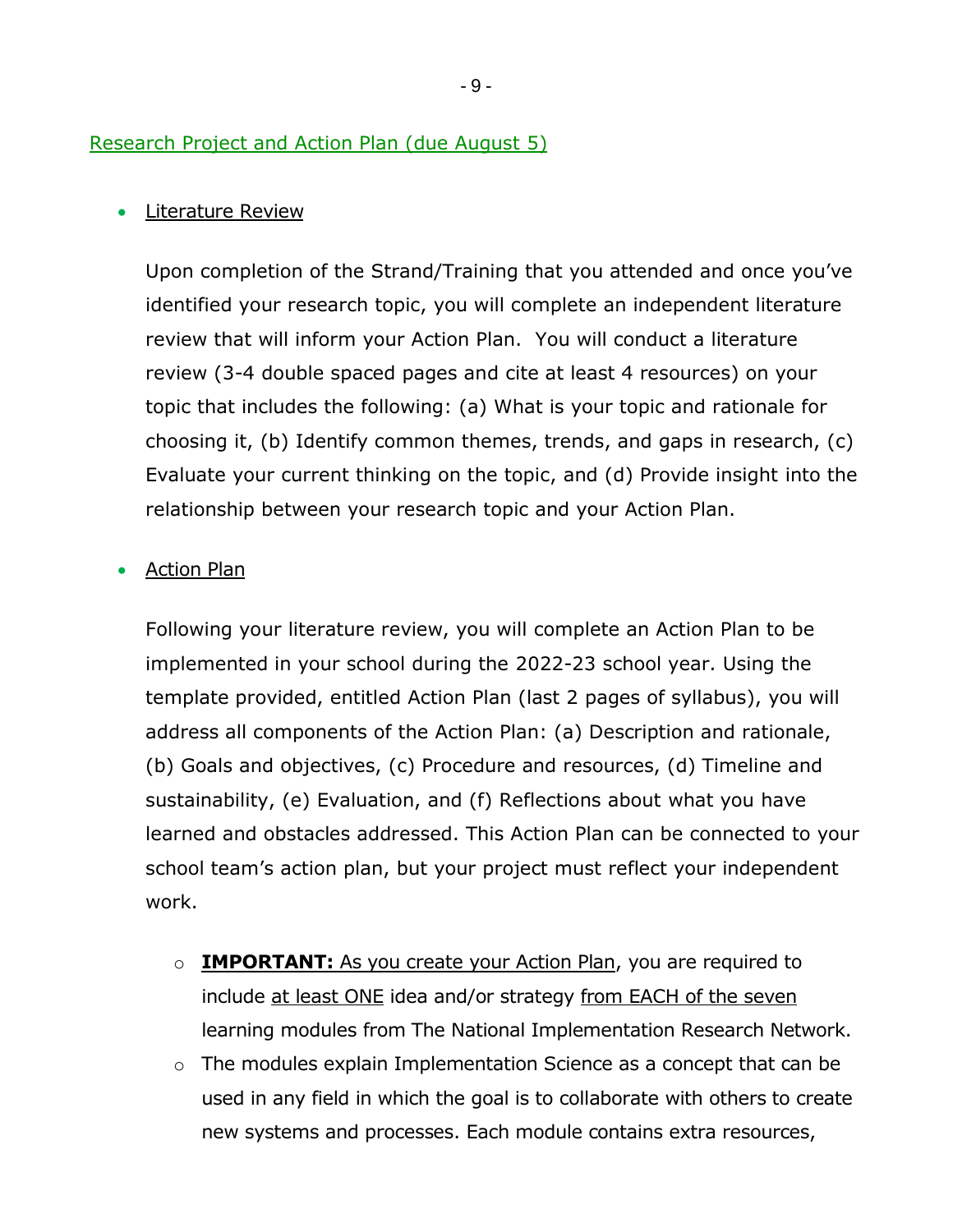## Research Project and Action Plan (due August 5)

- Literature Review

  Upon completion of the Strand/Training that you attended and once you've identified your research topic, you will complete an independent literature review that will inform your Action Plan. You will conduct a literature review (3-4 double spaced pages and cite at least 4 resources) on your topic that includes the following: (a) What is your topic and rationale for choosing it, (b) Identify common themes, trends, and gaps in research, (c) Evaluate your current thinking on the topic, and (d) Provide insight into the relationship between your research topic and your Action Plan.

- Action Plan

  Following your literature review, you will complete an Action Plan to be implemented in your school during the 2022-23 school year. Using the template provided, entitled Action Plan (last 2 pages of syllabus), you will address all components of the Action Plan: (a) Description and rationale, (b) Goals and objectives, (c) Procedure and resources, (d) Timeline and sustainability, (e) Evaluation, and (f) Reflections about what you have learned and obstacles addressed. This Action Plan can be connected to your school team's action plan, but your project must reflect your independent work.

  - **IMPORTANT:** As you create your Action Plan, you are required to include at least ONE idea and/or strategy from EACH of the seven learning modules from The National Implementation Research Network.
  - The modules explain Implementation Science as a concept that can be used in any field in which the goal is to collaborate with others to create new systems and processes. Each module contains extra resources,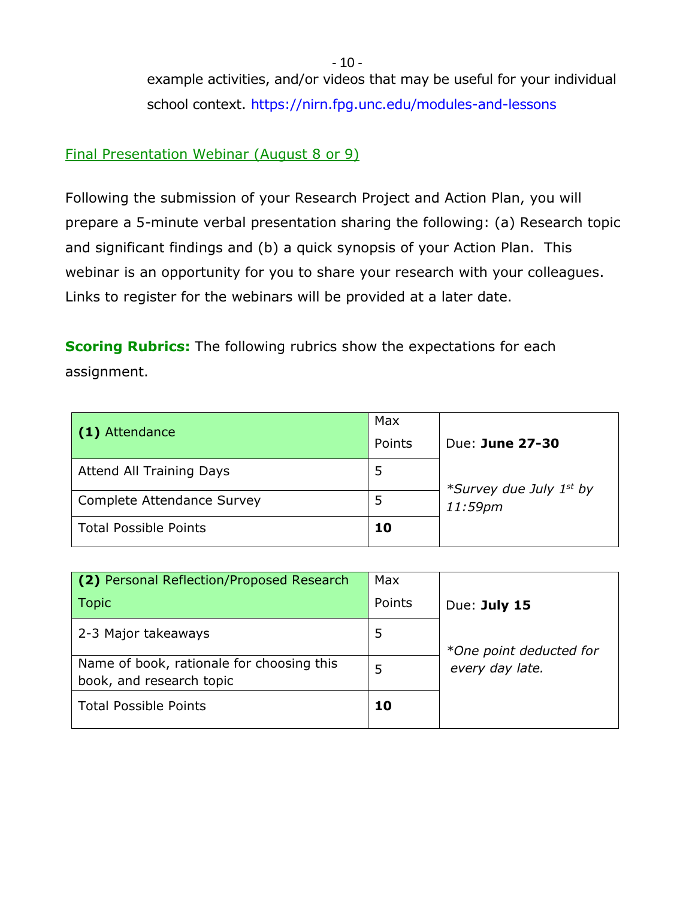example activities, and/or videos that may be useful for your individual school context. https://nirn.fpg.unc.edu/modules-and-lessons

Final Presentation Webinar (August 8 or 9)

Following the submission of your Research Project and Action Plan, you will prepare a 5-minute verbal presentation sharing the following: (a) Research topic and significant findings and (b) a quick synopsis of your Action Plan. This webinar is an opportunity for you to share your research with your colleagues. Links to register for the webinars will be provided at a later date.

**Scoring Rubrics:** The following rubrics show the expectations for each assignment.

| **(1)** Attendance | Max Points | Due: **June 27-30** |
| --- | --- | --- |
| Attend All Training Days | 5 | *\*Survey due July 1st by 11:59pm* |
| Complete Attendance Survey | 5 | |
| Total Possible Points | **10** | |

| **(2)** Personal Reflection/Proposed Research Topic | Max Points | Due: **July 15** |
| --- | --- | --- |
| 2-3 Major takeaways | 5 | *\*One point deducted for every day late.* |
| Name of book, rationale for choosing this book, and research topic | 5 | |
| Total Possible Points | **10** | |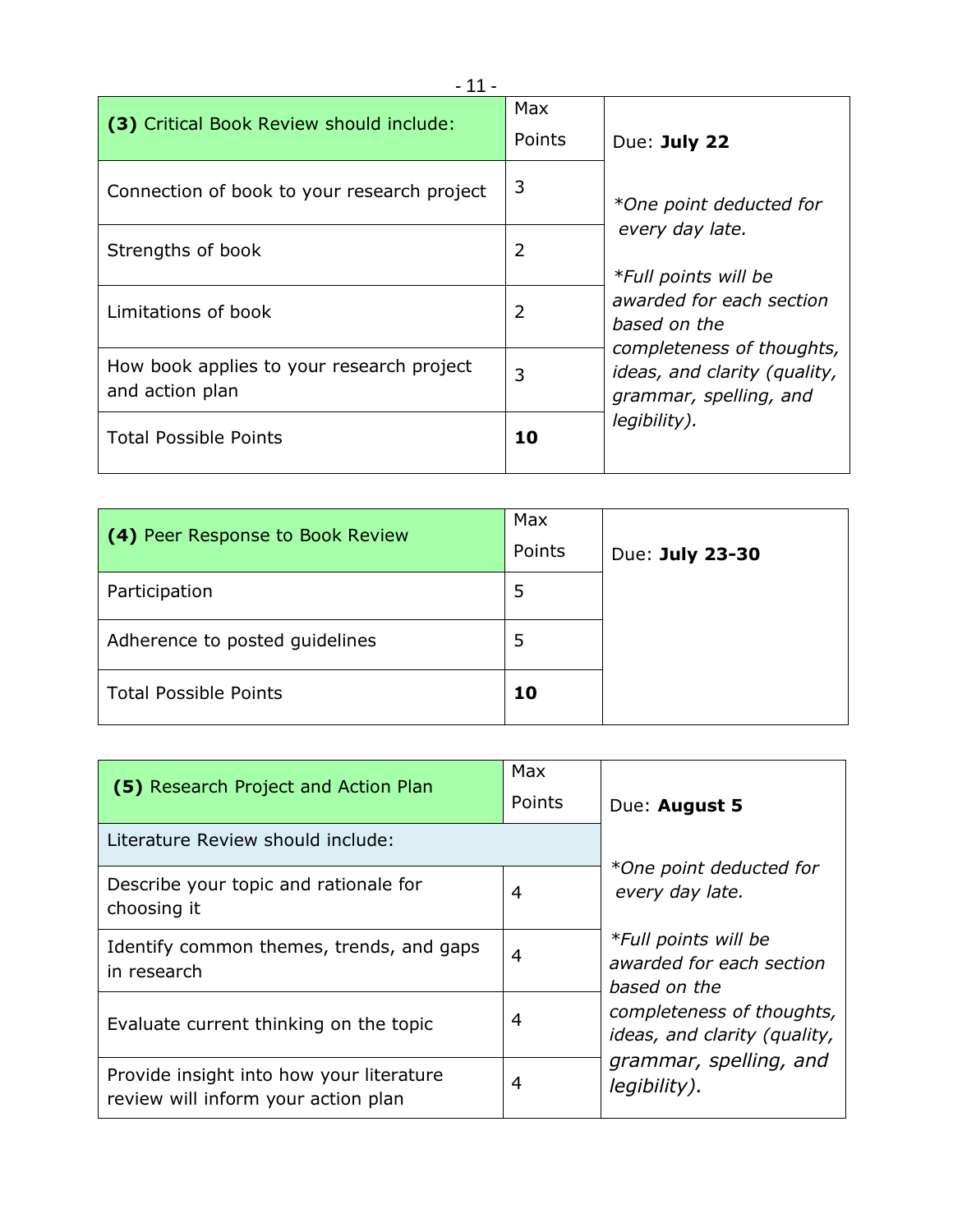| **(3)** Critical Book Review should include: | Max Points | Due: **July 22** |
|---|---|---|
| Connection of book to your research project | 3 | *\*One point deducted for every day late.* |
| Strengths of book | 2 | *\*Full points will be awarded for each section based on the completeness of thoughts, ideas, and clarity (quality, grammar, spelling, and legibility).* |
| Limitations of book | 2 | |
| How book applies to your research project and action plan | 3 | |
| Total Possible Points | **10** | |

| **(4)** Peer Response to Book Review | Max Points | Due: **July 23-30** |
|---|---|---|
| Participation | 5 | |
| Adherence to posted guidelines | 5 | |
| Total Possible Points | **10** | |

| **(5)** Research Project and Action Plan | Max Points | Due: **August 5** |
|---|---|---|
| Literature Review should include: | | *\*One point deducted for every day late.* |
| Describe your topic and rationale for choosing it | 4 | *\*Full points will be awarded for each section based on the completeness of thoughts, ideas, and clarity (quality, grammar, spelling, and legibility).* |
| Identify common themes, trends, and gaps in research | 4 | |
| Evaluate current thinking on the topic | 4 | |
| Provide insight into how your literature review will inform your action plan | 4 | |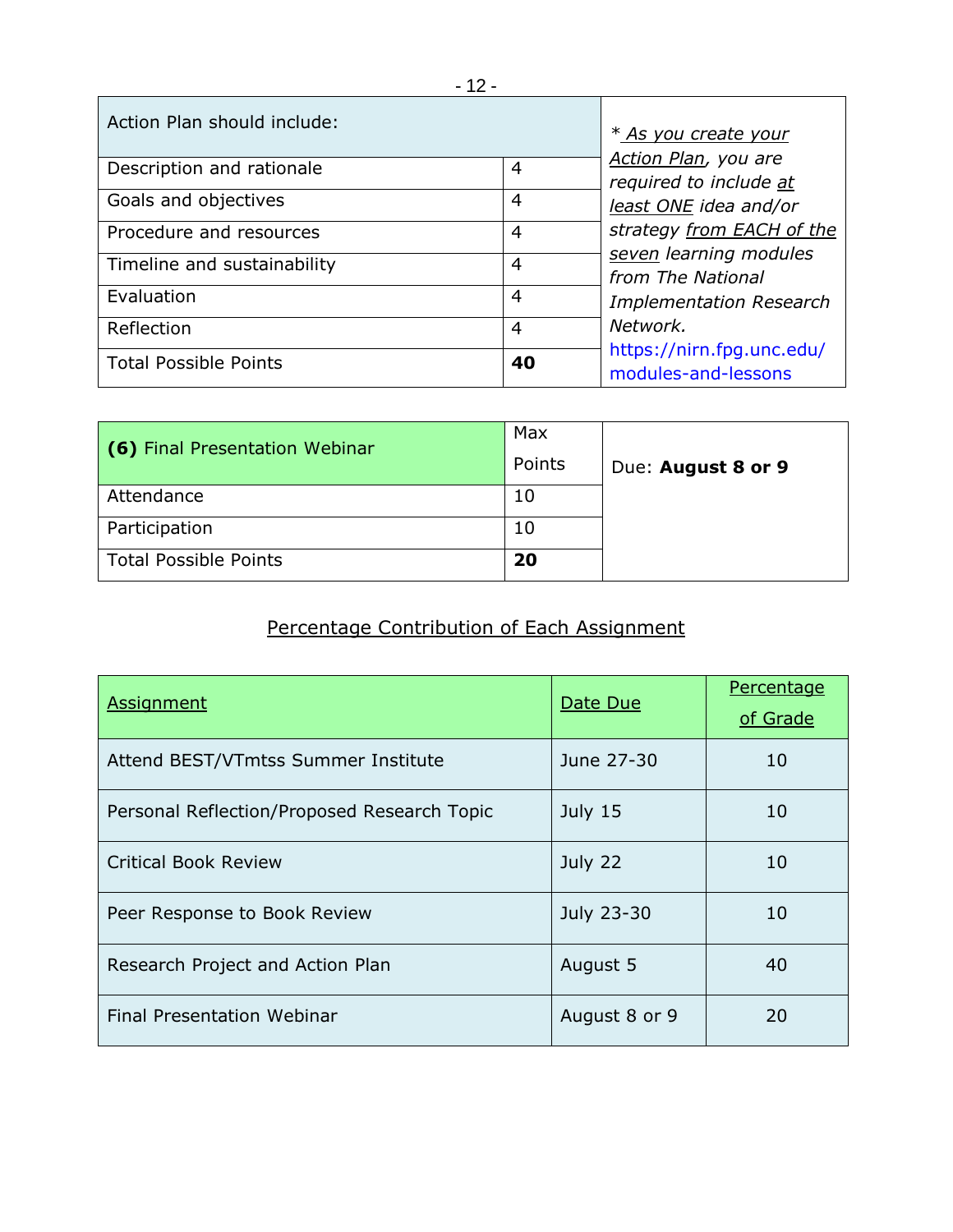| Action Plan should include: | | *As you create your Action Plan, you are required to include at least ONE idea and/or strategy from EACH of the seven learning modules from The National Implementation Research Network. https://nirn.fpg.unc.edu/modules-and-lessons* |
|---|---|---|
| Description and rationale | 4 | |
| Goals and objectives | 4 | |
| Procedure and resources | 4 | |
| Timeline and sustainability | 4 | |
| Evaluation | 4 | |
| Reflection | 4 | |
| Total Possible Points | **40** | |

| **(6)** Final Presentation Webinar | Max Points | Due: **August 8 or 9** |
|---|---|---|
| Attendance | 10 | |
| Participation | 10 | |
| Total Possible Points | **20** | |

## Percentage Contribution of Each Assignment

| Assignment | Date Due | Percentage of Grade |
|---|---|---|
| Attend BEST/VTmtss Summer Institute | June 27-30 | 10 |
| Personal Reflection/Proposed Research Topic | July 15 | 10 |
| Critical Book Review | July 22 | 10 |
| Peer Response to Book Review | July 23-30 | 10 |
| Research Project and Action Plan | August 5 | 40 |
| Final Presentation Webinar | August 8 or 9 | 20 |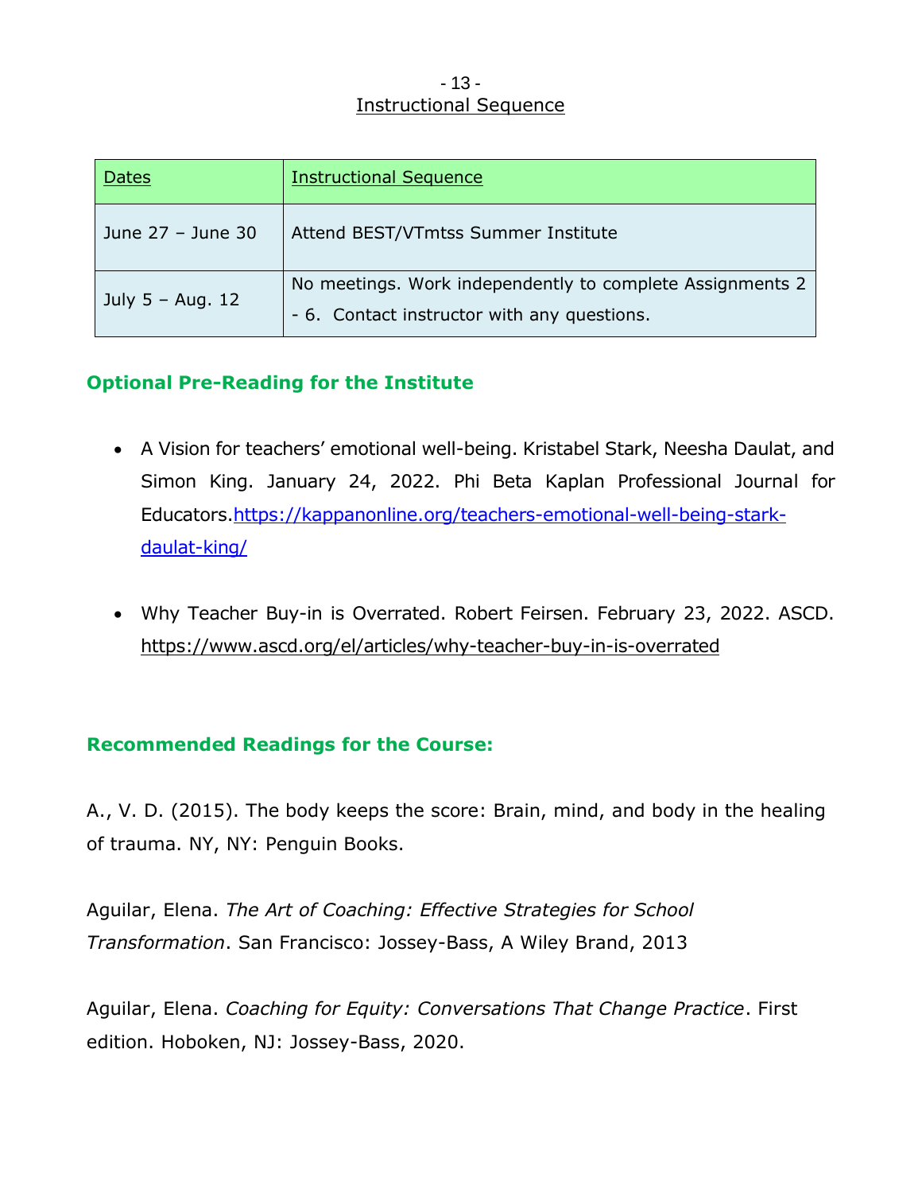## Instructional Sequence

| Dates | Instructional Sequence |
| --- | --- |
| June 27 – June 30 | Attend BEST/VTmtss Summer Institute |
| July 5 – Aug. 12 | No meetings. Work independently to complete Assignments 2 - 6. Contact instructor with any questions. |

### Optional Pre-Reading for the Institute

- A Vision for teachers' emotional well-being. Kristabel Stark, Neesha Daulat, and Simon King. January 24, 2022. Phi Beta Kaplan Professional Journal for Educators.https://kappanonline.org/teachers-emotional-well-being-stark-daulat-king/
- Why Teacher Buy-in is Overrated. Robert Feirsen. February 23, 2022. ASCD. https://www.ascd.org/el/articles/why-teacher-buy-in-is-overrated

### Recommended Readings for the Course:

A., V. D. (2015). The body keeps the score: Brain, mind, and body in the healing of trauma. NY, NY: Penguin Books.

Aguilar, Elena. *The Art of Coaching: Effective Strategies for School Transformation*. San Francisco: Jossey-Bass, A Wiley Brand, 2013

Aguilar, Elena. *Coaching for Equity: Conversations That Change Practice*. First edition. Hoboken, NJ: Jossey-Bass, 2020.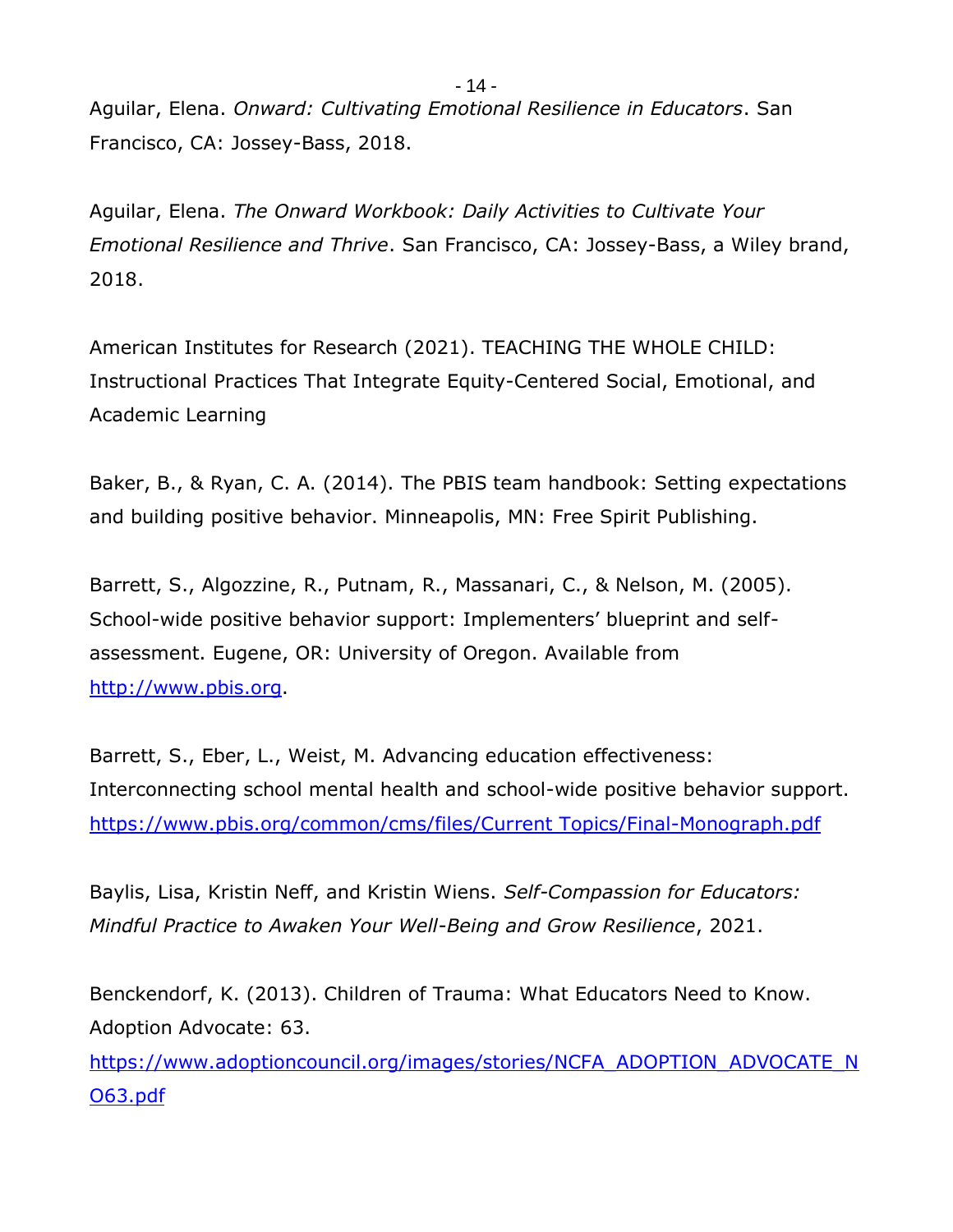Aguilar, Elena. *Onward: Cultivating Emotional Resilience in Educators*. San Francisco, CA: Jossey-Bass, 2018.

Aguilar, Elena. *The Onward Workbook: Daily Activities to Cultivate Your Emotional Resilience and Thrive*. San Francisco, CA: Jossey-Bass, a Wiley brand, 2018.

American Institutes for Research (2021). TEACHING THE WHOLE CHILD: Instructional Practices That Integrate Equity-Centered Social, Emotional, and Academic Learning

Baker, B., & Ryan, C. A. (2014). The PBIS team handbook: Setting expectations and building positive behavior. Minneapolis, MN: Free Spirit Publishing.

Barrett, S., Algozzine, R., Putnam, R., Massanari, C., & Nelson, M. (2005). School-wide positive behavior support: Implementers' blueprint and self-assessment. Eugene, OR: University of Oregon. Available from [http://www.pbis.org](http://www.pbis.org).

Barrett, S., Eber, L., Weist, M. Advancing education effectiveness: Interconnecting school mental health and school-wide positive behavior support. [https://www.pbis.org/common/cms/files/Current Topics/Final-Monograph.pdf](https://www.pbis.org/common/cms/files/Current%20Topics/Final-Monograph.pdf)

Baylis, Lisa, Kristin Neff, and Kristin Wiens. *Self-Compassion for Educators: Mindful Practice to Awaken Your Well-Being and Grow Resilience*, 2021.

Benckendorf, K. (2013). Children of Trauma: What Educators Need to Know. Adoption Advocate: 63. [https://www.adoptioncouncil.org/images/stories/NCFA_ADOPTION_ADVOCATE_NO63.pdf](https://www.adoptioncouncil.org/images/stories/NCFA_ADOPTION_ADVOCATE_NO63.pdf)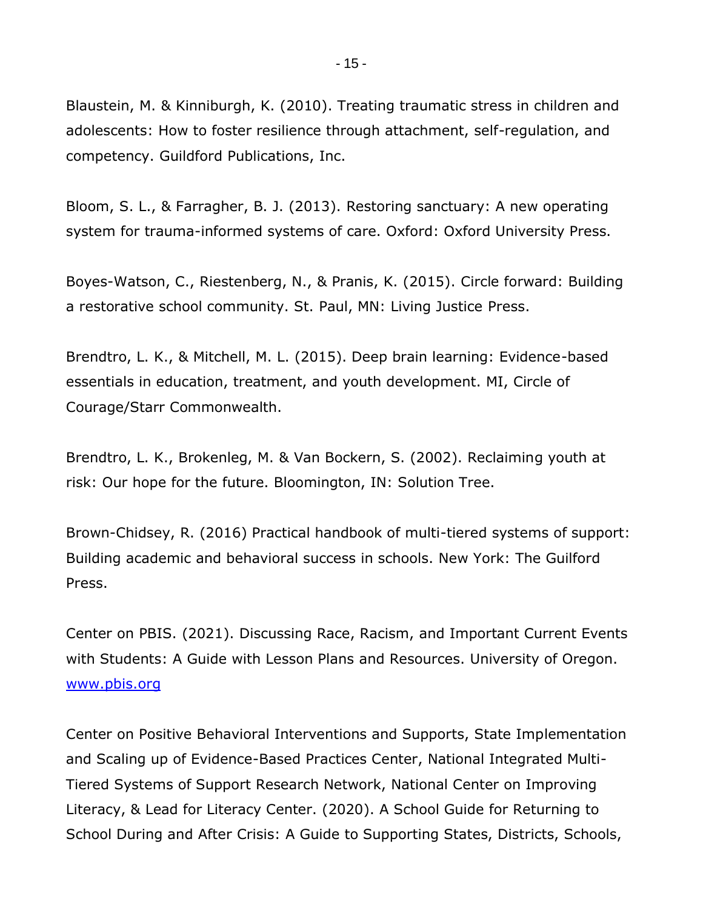Blaustein, M. & Kinniburgh, K. (2010). Treating traumatic stress in children and adolescents: How to foster resilience through attachment, self-regulation, and competency. Guildford Publications, Inc.

Bloom, S. L., & Farragher, B. J. (2013). Restoring sanctuary: A new operating system for trauma-informed systems of care. Oxford: Oxford University Press.

Boyes-Watson, C., Riestenberg, N., & Pranis, K. (2015). Circle forward: Building a restorative school community. St. Paul, MN: Living Justice Press.

Brendtro, L. K., & Mitchell, M. L. (2015). Deep brain learning: Evidence-based essentials in education, treatment, and youth development. MI, Circle of Courage/Starr Commonwealth.

Brendtro, L. K., Brokenleg, M. & Van Bockern, S. (2002). Reclaiming youth at risk: Our hope for the future. Bloomington, IN: Solution Tree.

Brown-Chidsey, R. (2016) Practical handbook of multi-tiered systems of support: Building academic and behavioral success in schools. New York: The Guilford Press.

Center on PBIS. (2021). Discussing Race, Racism, and Important Current Events with Students: A Guide with Lesson Plans and Resources. University of Oregon. [www.pbis.org](www.pbis.org)

Center on Positive Behavioral Interventions and Supports, State Implementation and Scaling up of Evidence-Based Practices Center, National Integrated Multi-Tiered Systems of Support Research Network, National Center on Improving Literacy, & Lead for Literacy Center. (2020). A School Guide for Returning to School During and After Crisis: A Guide to Supporting States, Districts, Schools,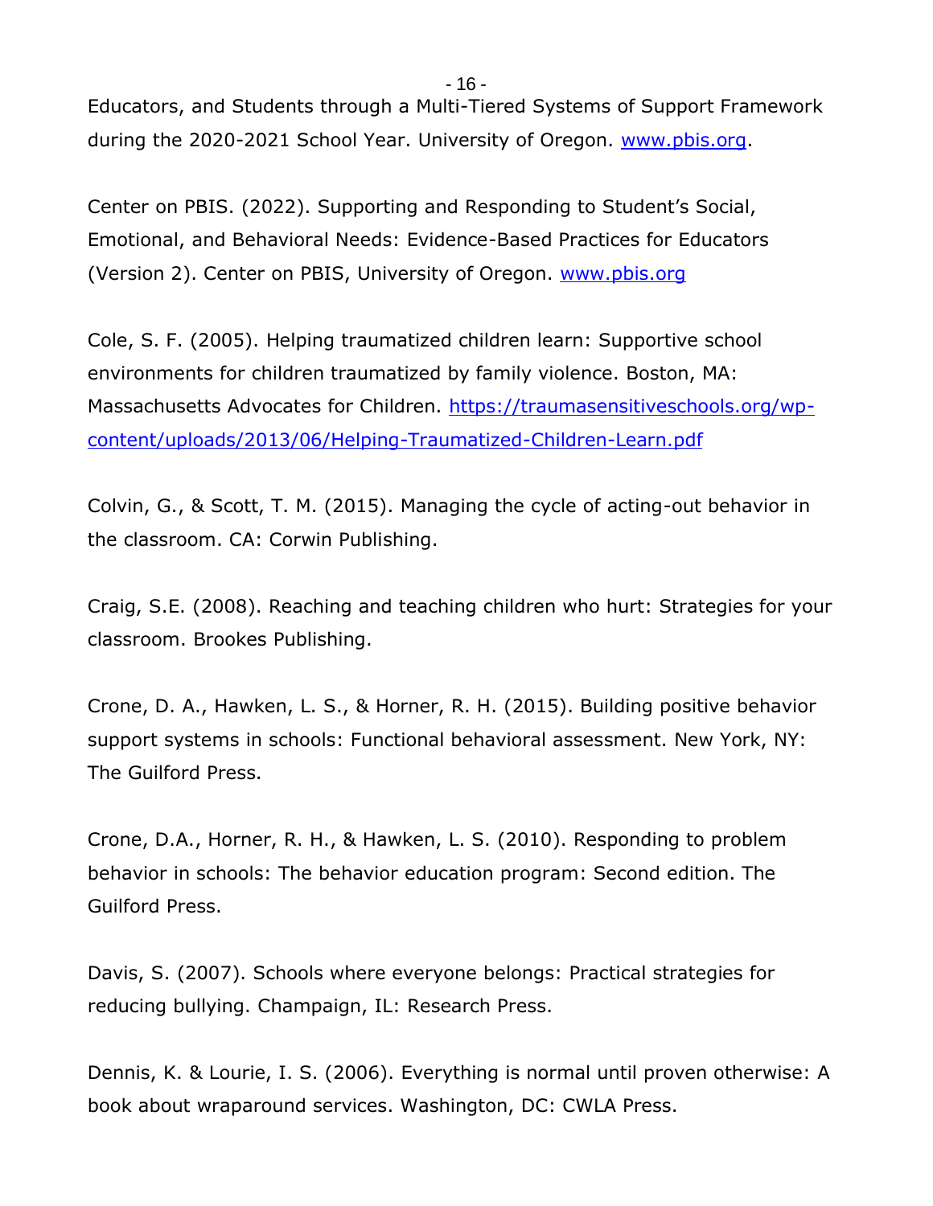Educators, and Students through a Multi-Tiered Systems of Support Framework during the 2020-2021 School Year. University of Oregon. [www.pbis.org](http://www.pbis.org).

Center on PBIS. (2022). Supporting and Responding to Student's Social, Emotional, and Behavioral Needs: Evidence-Based Practices for Educators (Version 2). Center on PBIS, University of Oregon. [www.pbis.org](http://www.pbis.org)

Cole, S. F. (2005). Helping traumatized children learn: Supportive school environments for children traumatized by family violence. Boston, MA: Massachusetts Advocates for Children. [https://traumasensitiveschools.org/wp-content/uploads/2013/06/Helping-Traumatized-Children-Learn.pdf](https://traumasensitiveschools.org/wp-content/uploads/2013/06/Helping-Traumatized-Children-Learn.pdf)

Colvin, G., & Scott, T. M. (2015). Managing the cycle of acting-out behavior in the classroom. CA: Corwin Publishing.

Craig, S.E. (2008). Reaching and teaching children who hurt: Strategies for your classroom. Brookes Publishing.

Crone, D. A., Hawken, L. S., & Horner, R. H. (2015). Building positive behavior support systems in schools: Functional behavioral assessment. New York, NY: The Guilford Press.

Crone, D.A., Horner, R. H., & Hawken, L. S. (2010). Responding to problem behavior in schools: The behavior education program: Second edition. The Guilford Press.

Davis, S. (2007). Schools where everyone belongs: Practical strategies for reducing bullying. Champaign, IL: Research Press.

Dennis, K. & Lourie, I. S. (2006). Everything is normal until proven otherwise: A book about wraparound services. Washington, DC: CWLA Press.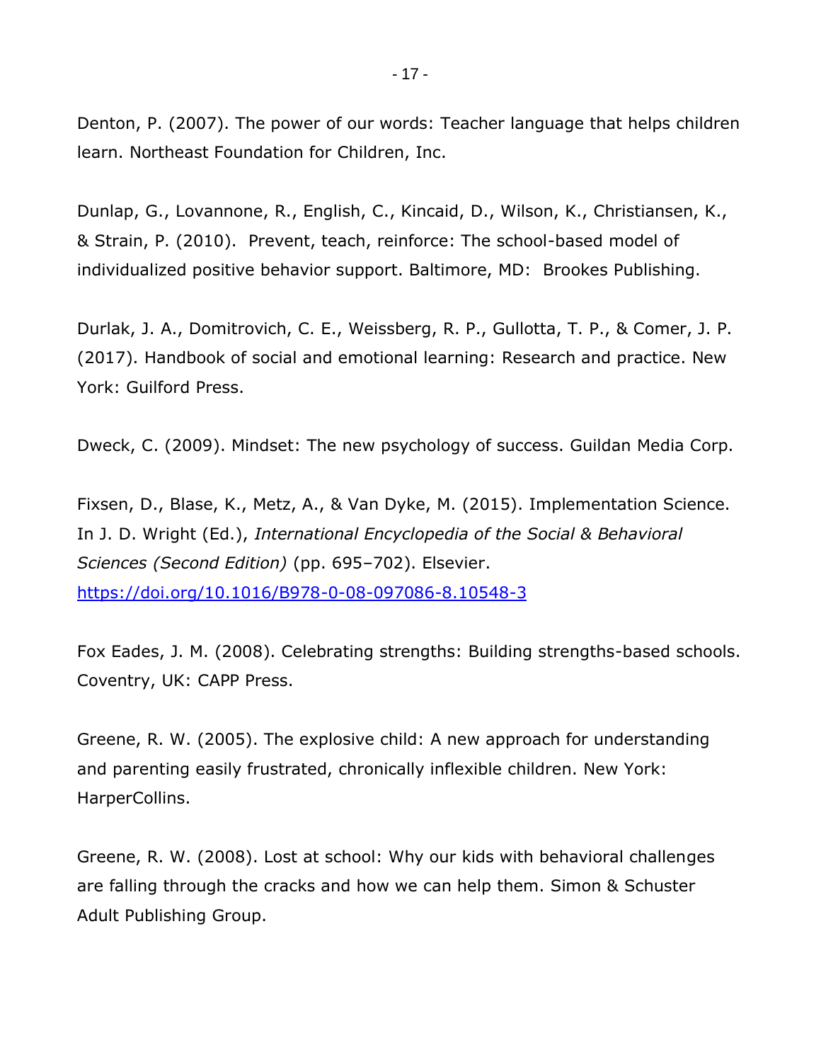Denton, P. (2007). The power of our words: Teacher language that helps children learn. Northeast Foundation for Children, Inc.

Dunlap, G., Lovannone, R., English, C., Kincaid, D., Wilson, K., Christiansen, K., & Strain, P. (2010). Prevent, teach, reinforce: The school-based model of individualized positive behavior support. Baltimore, MD: Brookes Publishing.

Durlak, J. A., Domitrovich, C. E., Weissberg, R. P., Gullotta, T. P., & Comer, J. P. (2017). Handbook of social and emotional learning: Research and practice. New York: Guilford Press.

Dweck, C. (2009). Mindset: The new psychology of success. Guildan Media Corp.

Fixsen, D., Blase, K., Metz, A., & Van Dyke, M. (2015). Implementation Science. In J. D. Wright (Ed.), *International Encyclopedia of the Social & Behavioral Sciences (Second Edition)* (pp. 695–702). Elsevier. https://doi.org/10.1016/B978-0-08-097086-8.10548-3

Fox Eades, J. M. (2008). Celebrating strengths: Building strengths-based schools. Coventry, UK: CAPP Press.

Greene, R. W. (2005). The explosive child: A new approach for understanding and parenting easily frustrated, chronically inflexible children. New York: HarperCollins.

Greene, R. W. (2008). Lost at school: Why our kids with behavioral challenges are falling through the cracks and how we can help them. Simon & Schuster Adult Publishing Group.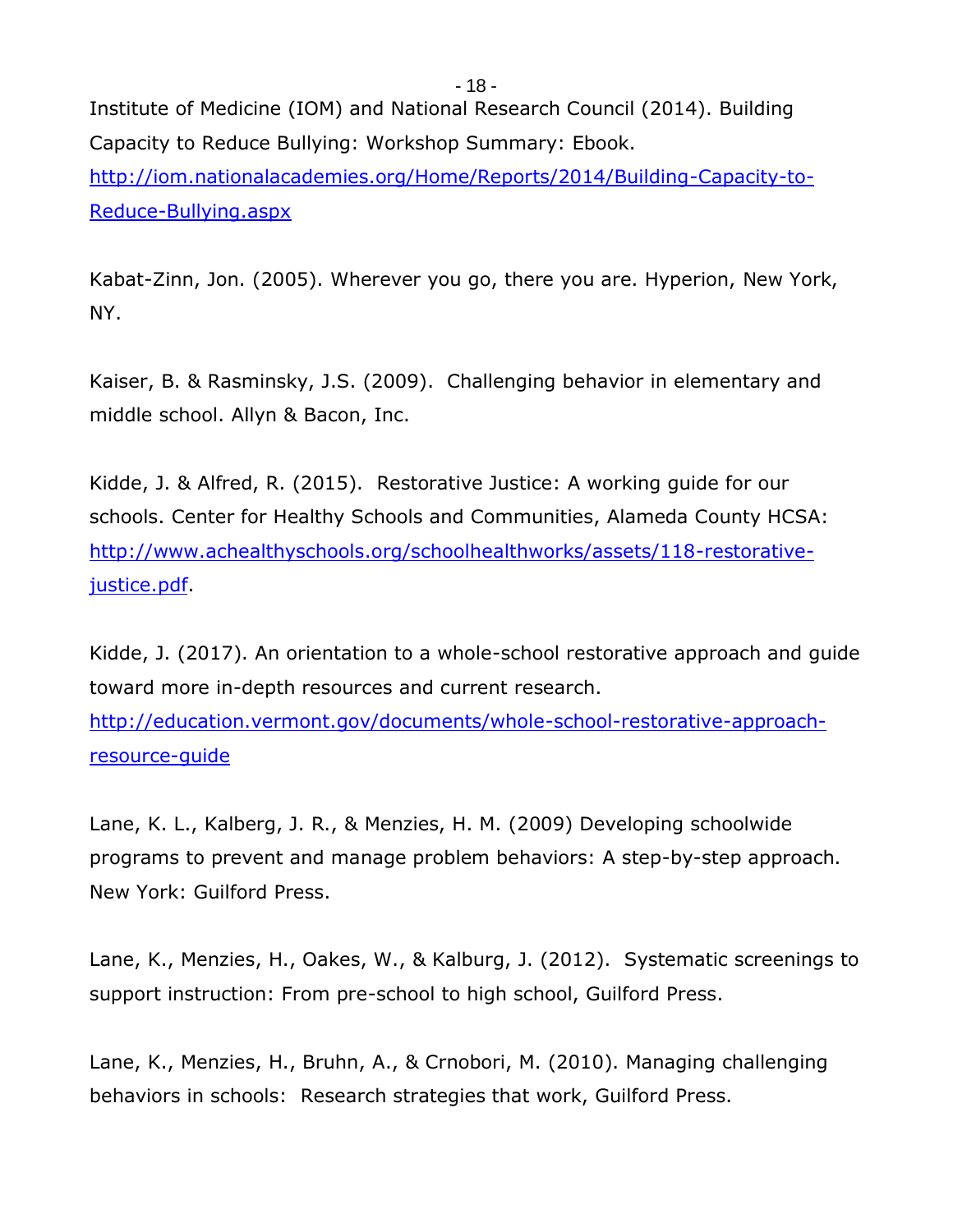Institute of Medicine (IOM) and National Research Council (2014). Building Capacity to Reduce Bullying: Workshop Summary: Ebook. http://iom.nationalacademies.org/Home/Reports/2014/Building-Capacity-to-Reduce-Bullying.aspx

Kabat-Zinn, Jon. (2005). Wherever you go, there you are. Hyperion, New York, NY.

Kaiser, B. & Rasminsky, J.S. (2009). Challenging behavior in elementary and middle school. Allyn & Bacon, Inc.

Kidde, J. & Alfred, R. (2015). Restorative Justice: A working guide for our schools. Center for Healthy Schools and Communities, Alameda County HCSA: http://www.achealthyschools.org/schoolhealthworks/assets/118-restorative-justice.pdf.

Kidde, J. (2017). An orientation to a whole-school restorative approach and guide toward more in-depth resources and current research. http://education.vermont.gov/documents/whole-school-restorative-approach-resource-guide

Lane, K. L., Kalberg, J. R., & Menzies, H. M. (2009) Developing schoolwide programs to prevent and manage problem behaviors: A step-by-step approach. New York: Guilford Press.

Lane, K., Menzies, H., Oakes, W., & Kalburg, J. (2012). Systematic screenings to support instruction: From pre-school to high school, Guilford Press.

Lane, K., Menzies, H., Bruhn, A., & Crnobori, M. (2010). Managing challenging behaviors in schools: Research strategies that work, Guilford Press.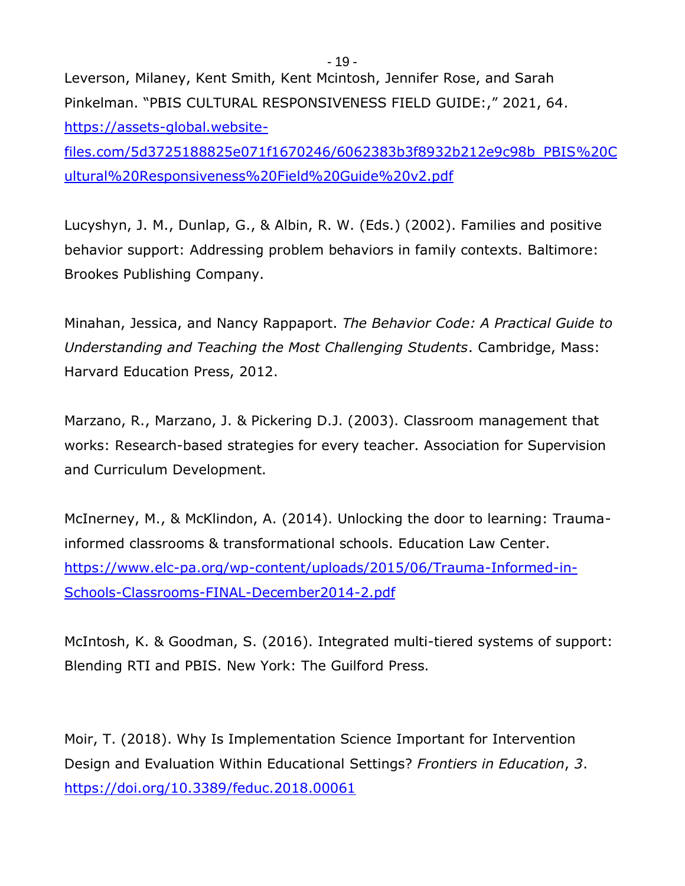Leverson, Milaney, Kent Smith, Kent Mcintosh, Jennifer Rose, and Sarah Pinkelman. "PBIS CULTURAL RESPONSIVENESS FIELD GUIDE:," 2021, 64. https://assets-global.website-files.com/5d3725188825e071f1670246/6062383b3f8932b212e9c98b_PBIS%20Cultural%20Responsiveness%20Field%20Guide%20v2.pdf

Lucyshyn, J. M., Dunlap, G., & Albin, R. W. (Eds.) (2002). Families and positive behavior support: Addressing problem behaviors in family contexts. Baltimore: Brookes Publishing Company.

Minahan, Jessica, and Nancy Rappaport. *The Behavior Code: A Practical Guide to Understanding and Teaching the Most Challenging Students*. Cambridge, Mass: Harvard Education Press, 2012.

Marzano, R., Marzano, J. & Pickering D.J. (2003). Classroom management that works: Research-based strategies for every teacher. Association for Supervision and Curriculum Development.

McInerney, M., & McKlindon, A. (2014). Unlocking the door to learning: Trauma-informed classrooms & transformational schools. Education Law Center. https://www.elc-pa.org/wp-content/uploads/2015/06/Trauma-Informed-in-Schools-Classrooms-FINAL-December2014-2.pdf

McIntosh, K. & Goodman, S. (2016). Integrated multi-tiered systems of support: Blending RTI and PBIS. New York: The Guilford Press.

Moir, T. (2018). Why Is Implementation Science Important for Intervention Design and Evaluation Within Educational Settings? *Frontiers in Education*, *3*. https://doi.org/10.3389/feduc.2018.00061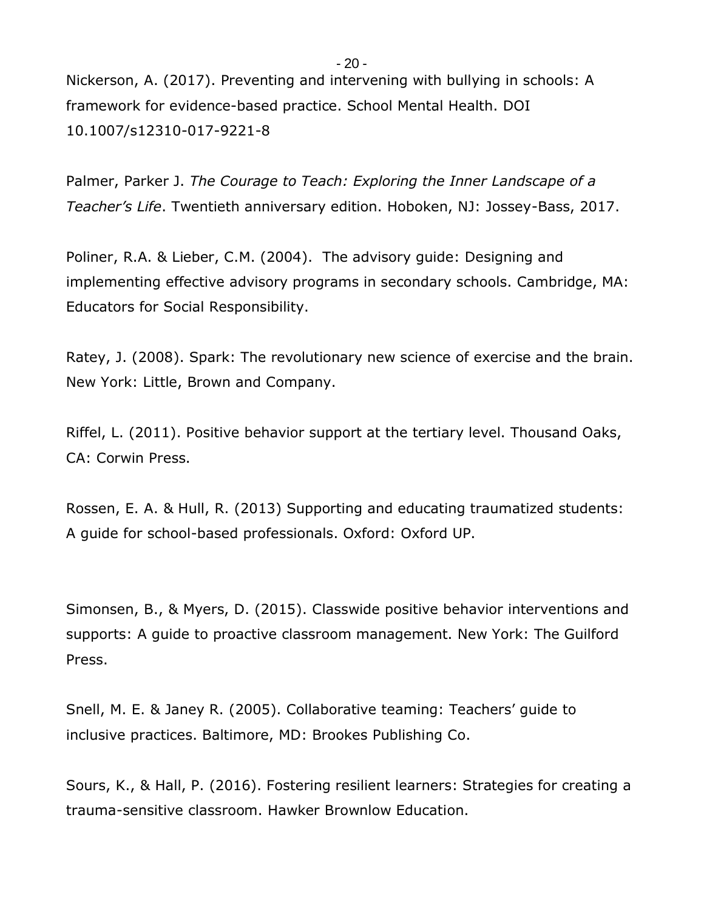Nickerson, A. (2017). Preventing and intervening with bullying in schools: A framework for evidence-based practice. School Mental Health. DOI 10.1007/s12310-017-9221-8

Palmer, Parker J. *The Courage to Teach: Exploring the Inner Landscape of a Teacher's Life*. Twentieth anniversary edition. Hoboken, NJ: Jossey-Bass, 2017.

Poliner, R.A. & Lieber, C.M. (2004). The advisory guide: Designing and implementing effective advisory programs in secondary schools. Cambridge, MA: Educators for Social Responsibility.

Ratey, J. (2008). Spark: The revolutionary new science of exercise and the brain. New York: Little, Brown and Company.

Riffel, L. (2011). Positive behavior support at the tertiary level. Thousand Oaks, CA: Corwin Press.

Rossen, E. A. & Hull, R. (2013) Supporting and educating traumatized students: A guide for school-based professionals. Oxford: Oxford UP.

Simonsen, B., & Myers, D. (2015). Classwide positive behavior interventions and supports: A guide to proactive classroom management. New York: The Guilford Press.

Snell, M. E. & Janey R. (2005). Collaborative teaming: Teachers' guide to inclusive practices. Baltimore, MD: Brookes Publishing Co.

Sours, K., & Hall, P. (2016). Fostering resilient learners: Strategies for creating a trauma-sensitive classroom. Hawker Brownlow Education.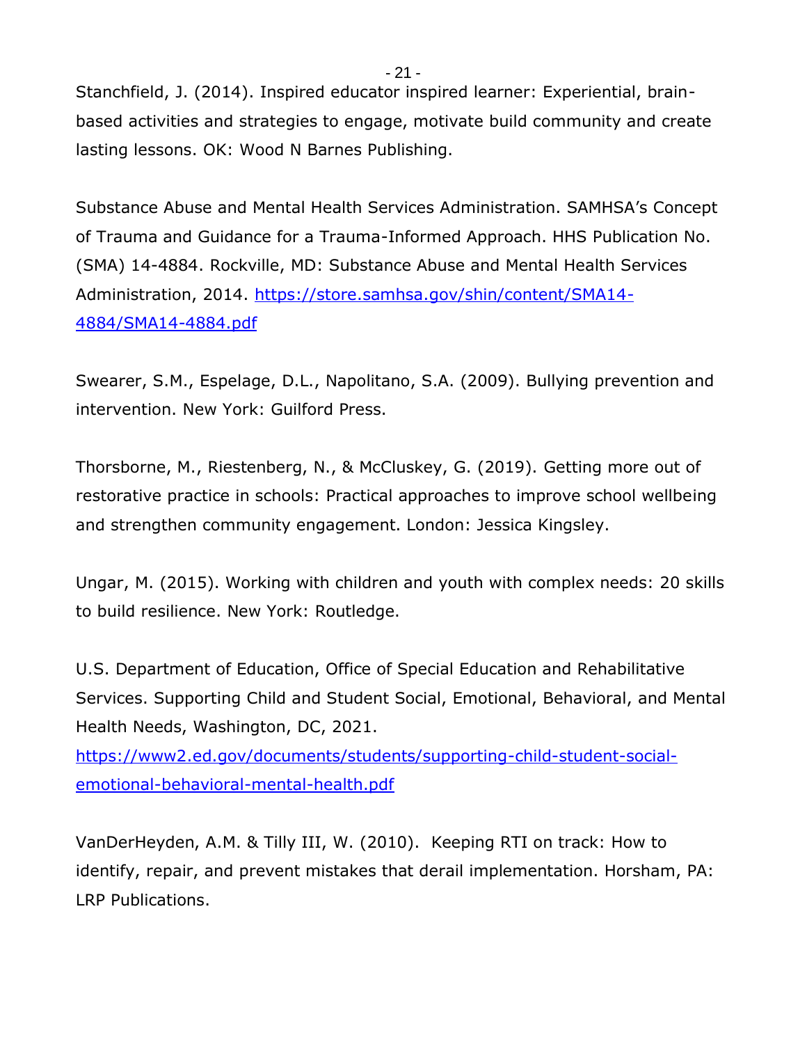Stanchfield, J. (2014). Inspired educator inspired learner: Experiential, brain-based activities and strategies to engage, motivate build community and create lasting lessons. OK: Wood N Barnes Publishing.

Substance Abuse and Mental Health Services Administration. SAMHSA's Concept of Trauma and Guidance for a Trauma-Informed Approach. HHS Publication No. (SMA) 14-4884. Rockville, MD: Substance Abuse and Mental Health Services Administration, 2014. [https://store.samhsa.gov/shin/content/SMA14-4884/SMA14-4884.pdf](https://store.samhsa.gov/shin/content/SMA14-4884/SMA14-4884.pdf)

Swearer, S.M., Espelage, D.L., Napolitano, S.A. (2009). Bullying prevention and intervention. New York: Guilford Press.

Thorsborne, M., Riestenberg, N., & McCluskey, G. (2019). Getting more out of restorative practice in schools: Practical approaches to improve school wellbeing and strengthen community engagement. London: Jessica Kingsley.

Ungar, M. (2015). Working with children and youth with complex needs: 20 skills to build resilience. New York: Routledge.

U.S. Department of Education, Office of Special Education and Rehabilitative Services. Supporting Child and Student Social, Emotional, Behavioral, and Mental Health Needs, Washington, DC, 2021. [https://www2.ed.gov/documents/students/supporting-child-student-social-emotional-behavioral-mental-health.pdf](https://www2.ed.gov/documents/students/supporting-child-student-social-emotional-behavioral-mental-health.pdf)

VanDerHeyden, A.M. & Tilly III, W. (2010). Keeping RTI on track: How to identify, repair, and prevent mistakes that derail implementation. Horsham, PA: LRP Publications.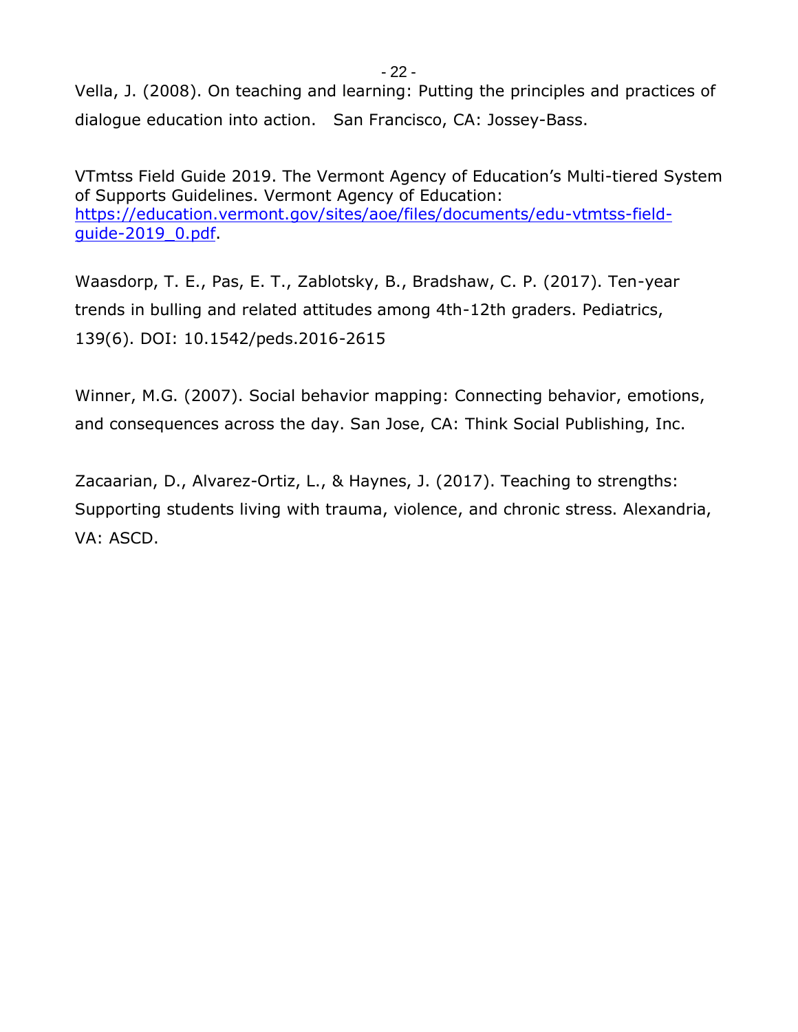Vella, J. (2008). On teaching and learning: Putting the principles and practices of dialogue education into action.   San Francisco, CA: Jossey-Bass.

VTmtss Field Guide 2019. The Vermont Agency of Education's Multi-tiered System of Supports Guidelines. Vermont Agency of Education: [https://education.vermont.gov/sites/aoe/files/documents/edu-vtmtss-field-guide-2019_0.pdf](https://education.vermont.gov/sites/aoe/files/documents/edu-vtmtss-field-guide-2019_0.pdf).

Waasdorp, T. E., Pas, E. T., Zablotsky, B., Bradshaw, C. P. (2017). Ten-year trends in bulling and related attitudes among 4th-12th graders. Pediatrics, 139(6). DOI: 10.1542/peds.2016-2615

Winner, M.G. (2007). Social behavior mapping: Connecting behavior, emotions, and consequences across the day. San Jose, CA: Think Social Publishing, Inc.

Zacaarian, D., Alvarez-Ortiz, L., & Haynes, J. (2017). Teaching to strengths: Supporting students living with trauma, violence, and chronic stress. Alexandria, VA: ASCD.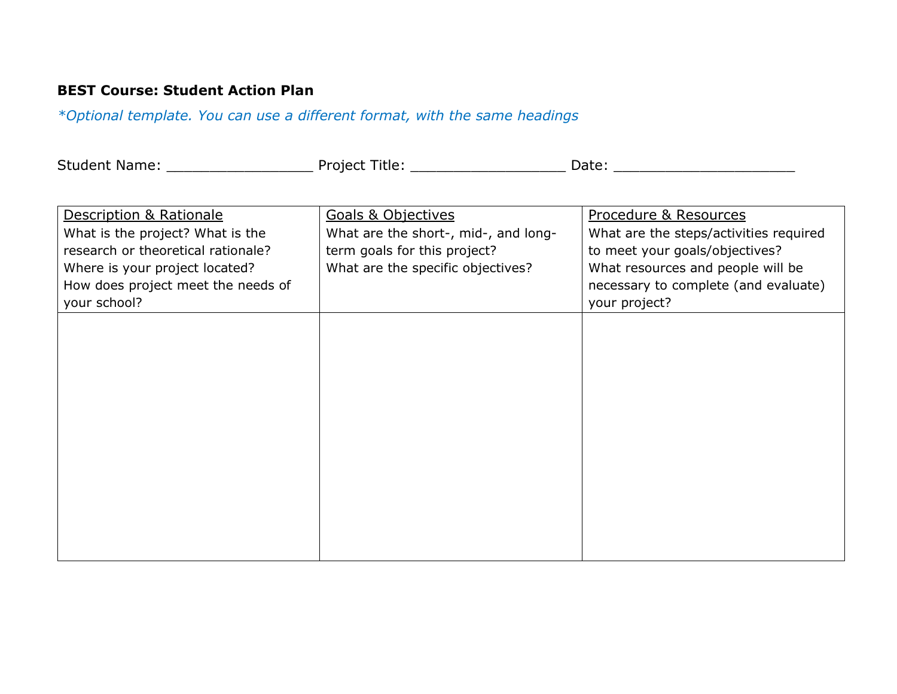**BEST Course: Student Action Plan**

*\*Optional template. You can use a different format, with the same headings*

Student Name: _________________ Project Title: __________________ Date: _____________________

| Description & Rationale<br>What is the project? What is the research or theoretical rationale?<br>Where is your project located?<br>How does project meet the needs of your school? | Goals & Objectives<br>What are the short-, mid-, and long-term goals for this project?<br>What are the specific objectives? | Procedure & Resources<br>What are the steps/activities required to meet your goals/objectives?<br>What resources and people will be necessary to complete (and evaluate) your project? |
|---|---|---|
| | | |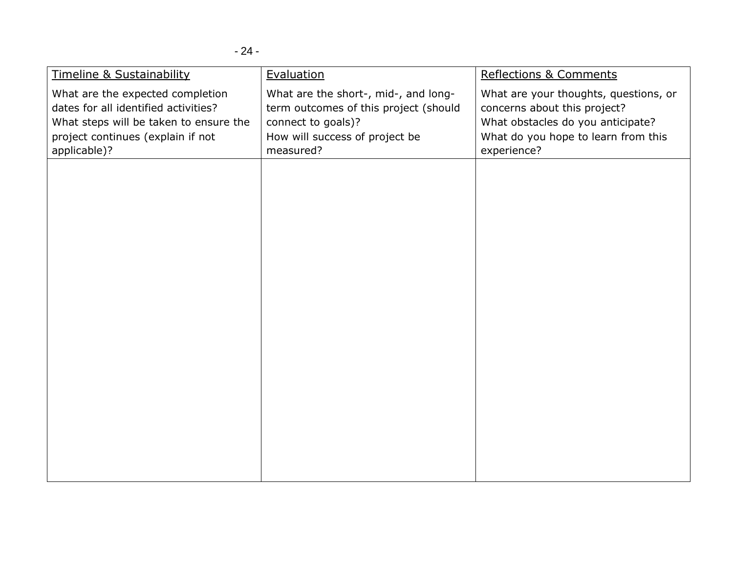| Timeline & Sustainability<br><br>What are the expected completion dates for all identified activities?<br>What steps will be taken to ensure the project continues (explain if not applicable)? | Evaluation<br><br>What are the short-, mid-, and long-term outcomes of this project (should connect to goals)?<br>How will success of project be measured? | Reflections & Comments<br><br>What are your thoughts, questions, or concerns about this project?<br>What obstacles do you anticipate?<br>What do you hope to learn from this experience? |
|---|---|---|
| | | |